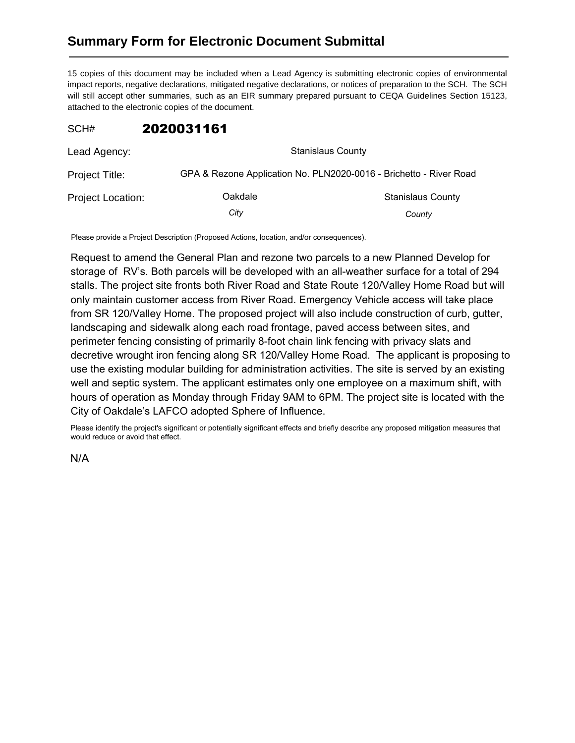# Summary Form for Electronic Document Submittal

15 copies of this document may be included when a Lead Agency is submitting electronic copies of environmental impact reports, negative declarations, mitigated negative declarations, or notices of preparation to the SCH. The SCH will still accept other summaries, such as an EIR summary prepared pursuant to CEQA Guidelines Section 15123, attached to the electronic copies of the document.

SCH# **2020031161**

Lead Agency: Stanislaus County

Project Title: GPA & Rezone Application No. PLN2020-0016 - Brichetto - River Road

Project Location: Oakdale (*City*) Stanislaus County (*County*)

Please provide a Project Description (Proposed Actions, location, and/or consequences).

Request to amend the General Plan and rezone two parcels to a new Planned Develop for storage of RV's. Both parcels will be developed with an all-weather surface for a total of 294 stalls. The project site fronts both River Road and State Route 120/Valley Home Road but will only maintain customer access from River Road. Emergency Vehicle access will take place from SR 120/Valley Home. The proposed project will also include construction of curb, gutter, landscaping and sidewalk along each road frontage, paved access between sites, and perimeter fencing consisting of primarily 8-foot chain link fencing with privacy slats and decretive wrought iron fencing along SR 120/Valley Home Road. The applicant is proposing to use the existing modular building for administration activities. The site is served by an existing well and septic system. The applicant estimates only one employee on a maximum shift, with hours of operation as Monday through Friday 9AM to 6PM. The project site is located with the City of Oakdale's LAFCO adopted Sphere of Influence.

Please identify the project's significant or potentially significant effects and briefly describe any proposed mitigation measures that would reduce or avoid that effect.

N/A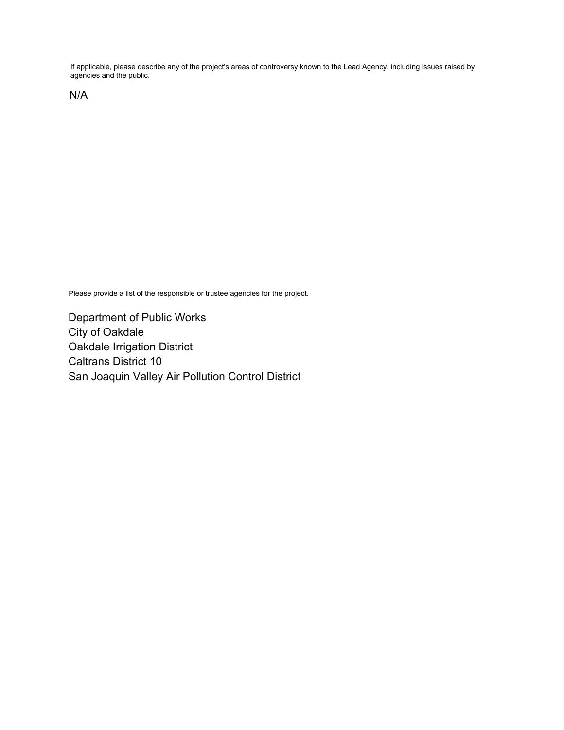If applicable, please describe any of the project's areas of controversy known to the Lead Agency, including issues raised by agencies and the public.

N/A

Please provide a list of the responsible or trustee agencies for the project.

Department of Public Works
City of Oakdale
Oakdale Irrigation District
Caltrans District 10
San Joaquin Valley Air Pollution Control District